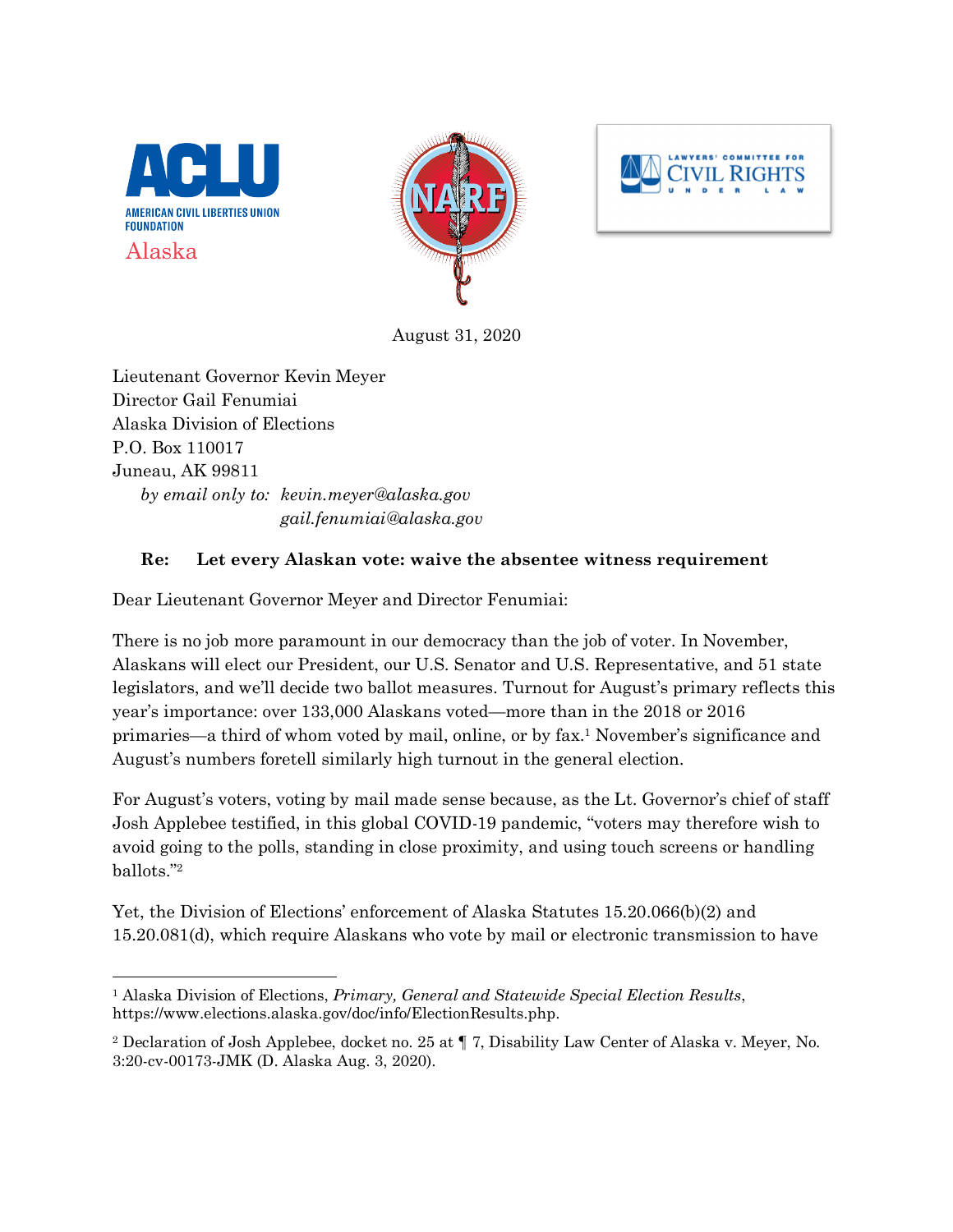ACLU
AMERICAN CIVIL LIBERTIES UNION FOUNDATION
Alaska

NARF

LAWYERS' COMMITTEE FOR CIVIL RIGHTS UNDER LAW

August 31, 2020

Lieutenant Governor Kevin Meyer
Director Gail Fenumiai
Alaska Division of Elections
P.O. Box 110017
Juneau, AK 99811
*by email only to: kevin.meyer@alaska.gov*
*gail.fenumiai@alaska.gov*

**Re: Let every Alaskan vote: waive the absentee witness requirement**

Dear Lieutenant Governor Meyer and Director Fenumiai:

There is no job more paramount in our democracy than the job of voter. In November, Alaskans will elect our President, our U.S. Senator and U.S. Representative, and 51 state legislators, and we'll decide two ballot measures. Turnout for August's primary reflects this year's importance: over 133,000 Alaskans voted—more than in the 2018 or 2016 primaries—a third of whom voted by mail, online, or by fax.[1] November's significance and August's numbers foretell similarly high turnout in the general election.

For August's voters, voting by mail made sense because, as the Lt. Governor's chief of staff Josh Applebee testified, in this global COVID-19 pandemic, "voters may therefore wish to avoid going to the polls, standing in close proximity, and using touch screens or handling ballots."[2]

Yet, the Division of Elections' enforcement of Alaska Statutes 15.20.066(b)(2) and 15.20.081(d), which require Alaskans who vote by mail or electronic transmission to have

---

[1] Alaska Division of Elections, *Primary, General and Statewide Special Election Results*, https://www.elections.alaska.gov/doc/info/ElectionResults.php.

[2] Declaration of Josh Applebee, docket no. 25 at ¶ 7, Disability Law Center of Alaska v. Meyer, No. 3:20-cv-00173-JMK (D. Alaska Aug. 3, 2020).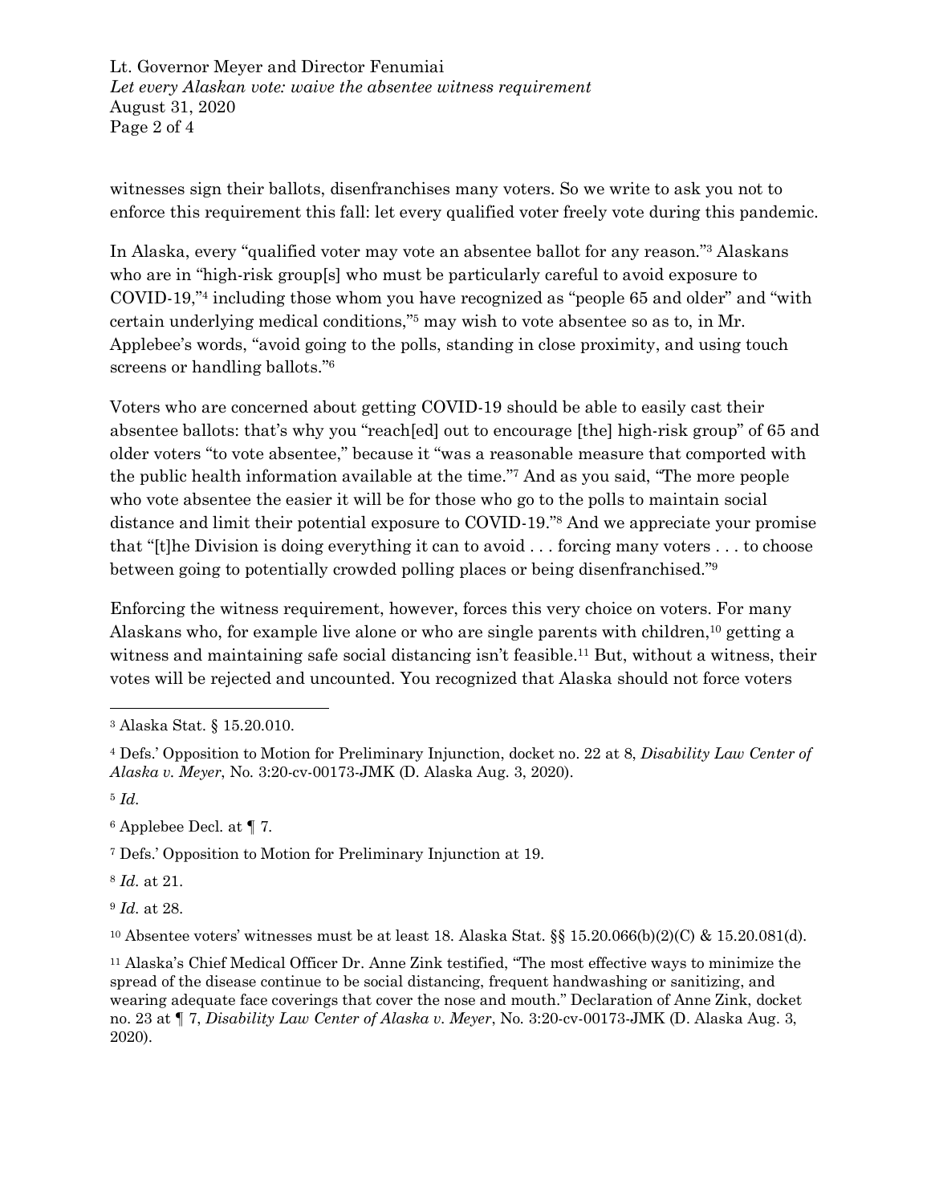witnesses sign their ballots, disenfranchises many voters. So we write to ask you not to enforce this requirement this fall: let every qualified voter freely vote during this pandemic.

In Alaska, every "qualified voter may vote an absentee ballot for any reason."[3] Alaskans who are in "high-risk group[s] who must be particularly careful to avoid exposure to COVID-19,"[4] including those whom you have recognized as "people 65 and older" and "with certain underlying medical conditions,"[5] may wish to vote absentee so as to, in Mr. Applebee's words, "avoid going to the polls, standing in close proximity, and using touch screens or handling ballots."[6]

Voters who are concerned about getting COVID-19 should be able to easily cast their absentee ballots: that's why you "reach[ed] out to encourage [the] high-risk group" of 65 and older voters "to vote absentee," because it "was a reasonable measure that comported with the public health information available at the time."[7] And as you said, "The more people who vote absentee the easier it will be for those who go to the polls to maintain social distance and limit their potential exposure to COVID-19."[8] And we appreciate your promise that "[t]he Division is doing everything it can to avoid . . . forcing many voters . . . to choose between going to potentially crowded polling places or being disenfranchised."[9]

Enforcing the witness requirement, however, forces this very choice on voters. For many Alaskans who, for example live alone or who are single parents with children,[10] getting a witness and maintaining safe social distancing isn't feasible.[11] But, without a witness, their votes will be rejected and uncounted. You recognized that Alaska should not force voters

---

[3] Alaska Stat. § 15.20.010.

[4] Defs.' Opposition to Motion for Preliminary Injunction, docket no. 22 at 8, *Disability Law Center of Alaska v. Meyer*, No. 3:20-cv-00173-JMK (D. Alaska Aug. 3, 2020).

[5] *Id.*

[6] Applebee Decl. at ¶ 7.

[7] Defs.' Opposition to Motion for Preliminary Injunction at 19.

[8] *Id.* at 21.

[9] *Id.* at 28.

[10] Absentee voters' witnesses must be at least 18. Alaska Stat. §§ 15.20.066(b)(2)(C) & 15.20.081(d).

[11] Alaska's Chief Medical Officer Dr. Anne Zink testified, "The most effective ways to minimize the spread of the disease continue to be social distancing, frequent handwashing or sanitizing, and wearing adequate face coverings that cover the nose and mouth." Declaration of Anne Zink, docket no. 23 at ¶ 7, *Disability Law Center of Alaska v. Meyer*, No. 3:20-cv-00173-JMK (D. Alaska Aug. 3, 2020).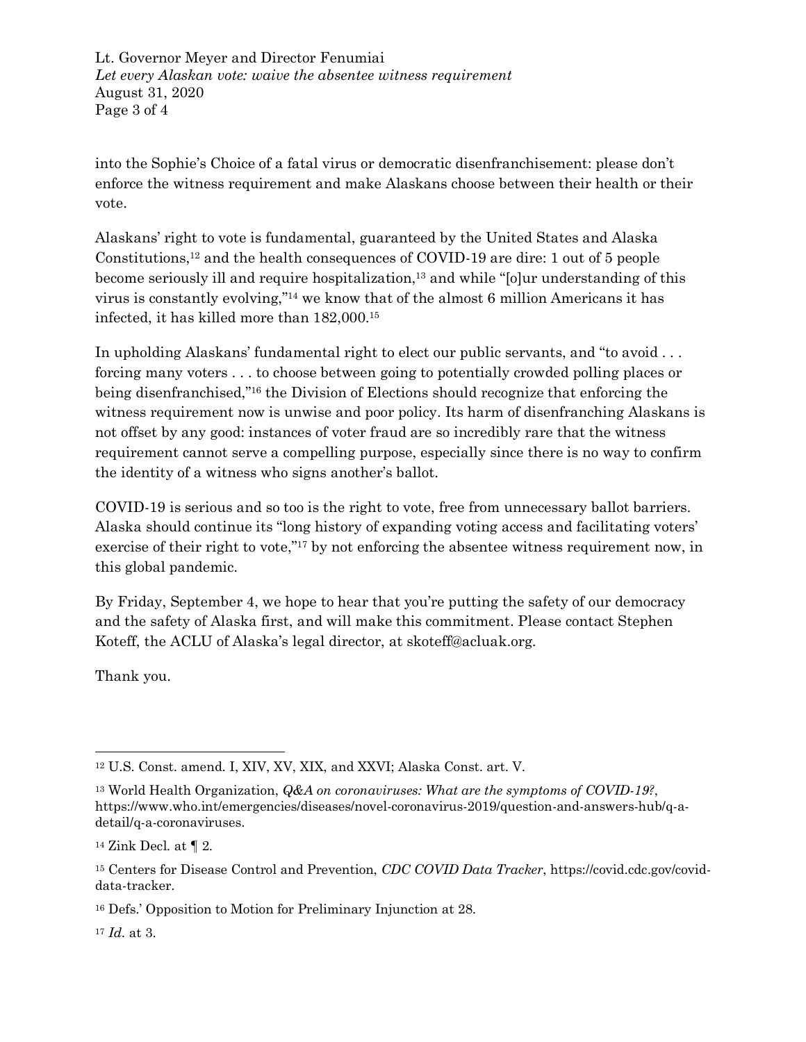into the Sophie's Choice of a fatal virus or democratic disenfranchisement: please don't enforce the witness requirement and make Alaskans choose between their health or their vote.

Alaskans' right to vote is fundamental, guaranteed by the United States and Alaska Constitutions,[12] and the health consequences of COVID-19 are dire: 1 out of 5 people become seriously ill and require hospitalization,[13] and while "[o]ur understanding of this virus is constantly evolving,"[14] we know that of the almost 6 million Americans it has infected, it has killed more than 182,000.[15]

In upholding Alaskans' fundamental right to elect our public servants, and "to avoid . . . forcing many voters . . . to choose between going to potentially crowded polling places or being disenfranchised,"[16] the Division of Elections should recognize that enforcing the witness requirement now is unwise and poor policy. Its harm of disenfranching Alaskans is not offset by any good: instances of voter fraud are so incredibly rare that the witness requirement cannot serve a compelling purpose, especially since there is no way to confirm the identity of a witness who signs another's ballot.

COVID-19 is serious and so too is the right to vote, free from unnecessary ballot barriers. Alaska should continue its "long history of expanding voting access and facilitating voters' exercise of their right to vote,"[17] by not enforcing the absentee witness requirement now, in this global pandemic.

By Friday, September 4, we hope to hear that you're putting the safety of our democracy and the safety of Alaska first, and will make this commitment. Please contact Stephen Koteff, the ACLU of Alaska's legal director, at skoteff@acluak.org.

Thank you.

---

[12] U.S. Const. amend. I, XIV, XV, XIX, and XXVI; Alaska Const. art. V.

[13] World Health Organization, *Q&A on coronaviruses: What are the symptoms of COVID-19?*, https://www.who.int/emergencies/diseases/novel-coronavirus-2019/question-and-answers-hub/q-a-detail/q-a-coronaviruses.

[14] Zink Decl. at ¶ 2.

[15] Centers for Disease Control and Prevention, *CDC COVID Data Tracker*, https://covid.cdc.gov/covid-data-tracker.

[16] Defs.' Opposition to Motion for Preliminary Injunction at 28.

[17] *Id.* at 3.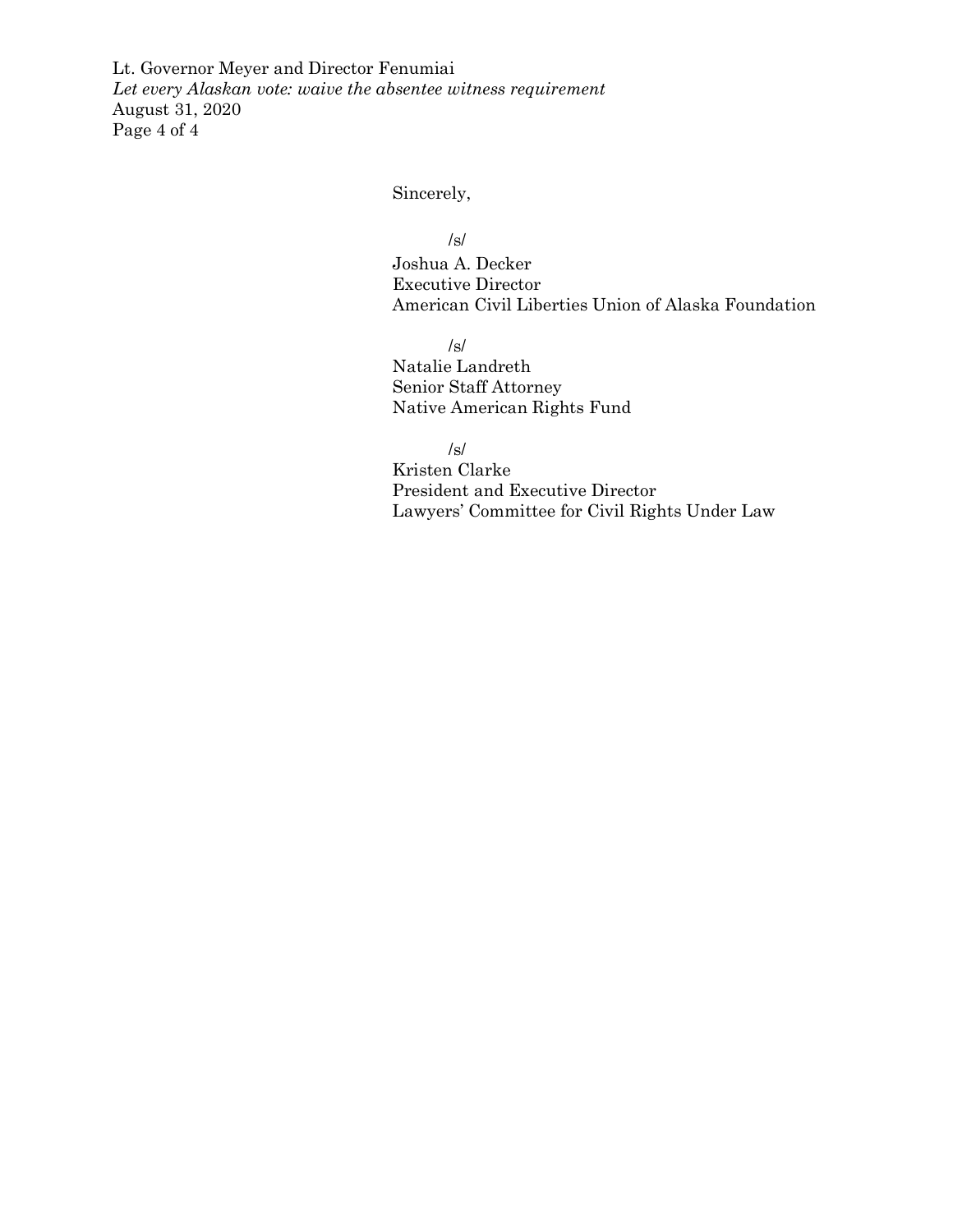Sincerely,

/s/
Joshua A. Decker
Executive Director
American Civil Liberties Union of Alaska Foundation

/s/
Natalie Landreth
Senior Staff Attorney
Native American Rights Fund

/s/
Kristen Clarke
President and Executive Director
Lawyers' Committee for Civil Rights Under Law